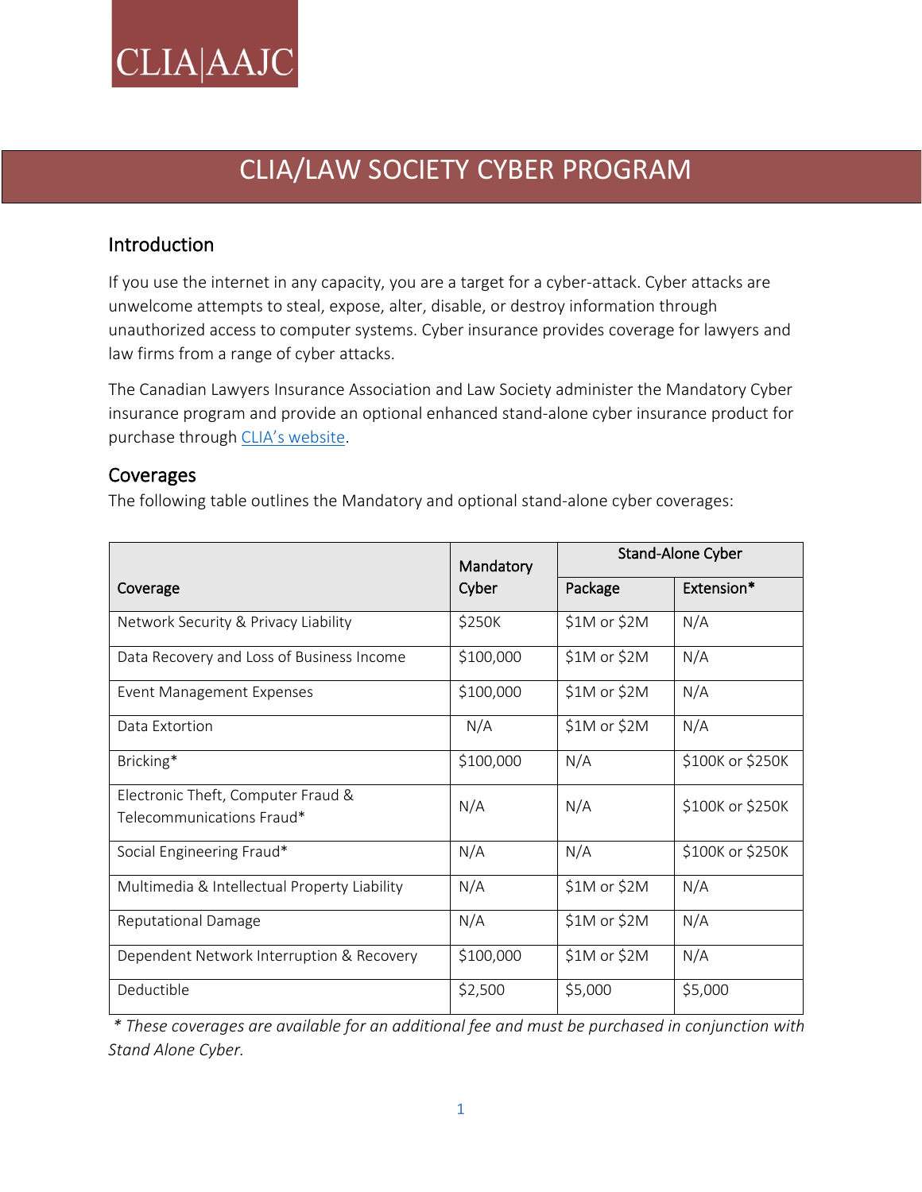CLIA|AAJC

# CLIA/LAW SOCIETY CYBER PROGRAM

## Introduction

If you use the internet in any capacity, you are a target for a cyber-attack. Cyber attacks are unwelcome attempts to steal, expose, alter, disable, or destroy information through unauthorized access to computer systems. Cyber insurance provides coverage for lawyers and law firms from a range of cyber attacks.

The Canadian Lawyers Insurance Association and Law Society administer the Mandatory Cyber insurance program and provide an optional enhanced stand-alone cyber insurance product for purchase through CLIA's website.

## Coverages

The following table outlines the Mandatory and optional stand-alone cyber coverages:

| Coverage | Mandatory Cyber | Stand-Alone Cyber | |
|---|---|---|---|
| | | Package | Extension* |
| Network Security & Privacy Liability | $250K | $1M or $2M | N/A |
| Data Recovery and Loss of Business Income | $100,000 | $1M or $2M | N/A |
| Event Management Expenses | $100,000 | $1M or $2M | N/A |
| Data Extortion | N/A | $1M or $2M | N/A |
| Bricking* | $100,000 | N/A | $100K or $250K |
| Electronic Theft, Computer Fraud & Telecommunications Fraud* | N/A | N/A | $100K or $250K |
| Social Engineering Fraud* | N/A | N/A | $100K or $250K |
| Multimedia & Intellectual Property Liability | N/A | $1M or $2M | N/A |
| Reputational Damage | N/A | $1M or $2M | N/A |
| Dependent Network Interruption & Recovery | $100,000 | $1M or $2M | N/A |
| Deductible | $2,500 | $5,000 | $5,000 |

*\* These coverages are available for an additional fee and must be purchased in conjunction with Stand Alone Cyber.*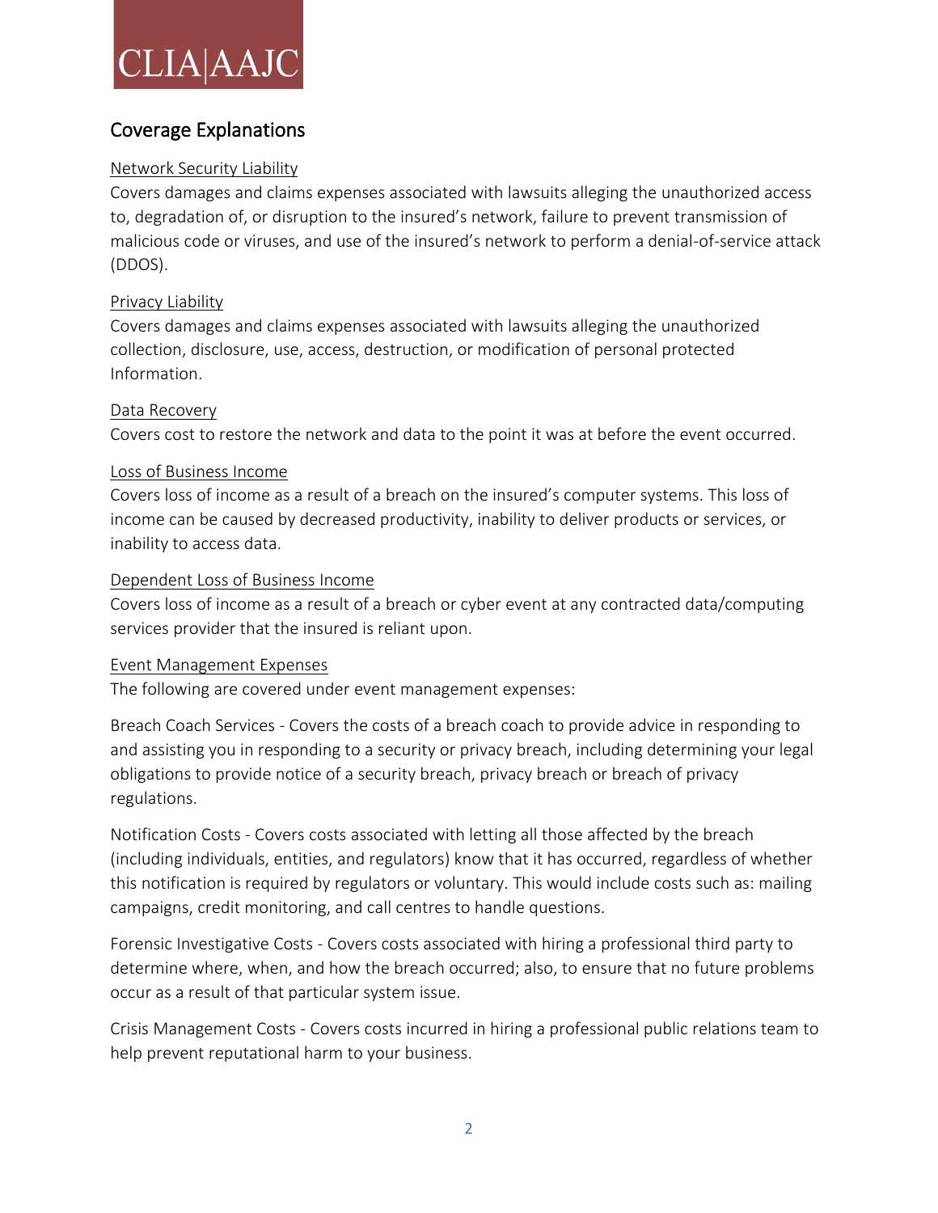CLIA|AAJC

## Coverage Explanations

<u>Network Security Liability</u>

Covers damages and claims expenses associated with lawsuits alleging the unauthorized access to, degradation of, or disruption to the insured's network, failure to prevent transmission of malicious code or viruses, and use of the insured's network to perform a denial-of-service attack (DDOS).

<u>Privacy Liability</u>

Covers damages and claims expenses associated with lawsuits alleging the unauthorized collection, disclosure, use, access, destruction, or modification of personal protected Information.

<u>Data Recovery</u>

Covers cost to restore the network and data to the point it was at before the event occurred.

<u>Loss of Business Income</u>

Covers loss of income as a result of a breach on the insured's computer systems. This loss of income can be caused by decreased productivity, inability to deliver products or services, or inability to access data.

<u>Dependent Loss of Business Income</u>

Covers loss of income as a result of a breach or cyber event at any contracted data/computing services provider that the insured is reliant upon.

<u>Event Management Expenses</u>

The following are covered under event management expenses:

Breach Coach Services - Covers the costs of a breach coach to provide advice in responding to and assisting you in responding to a security or privacy breach, including determining your legal obligations to provide notice of a security breach, privacy breach or breach of privacy regulations.

Notification Costs - Covers costs associated with letting all those affected by the breach (including individuals, entities, and regulators) know that it has occurred, regardless of whether this notification is required by regulators or voluntary. This would include costs such as: mailing campaigns, credit monitoring, and call centres to handle questions.

Forensic Investigative Costs - Covers costs associated with hiring a professional third party to determine where, when, and how the breach occurred; also, to ensure that no future problems occur as a result of that particular system issue.

Crisis Management Costs - Covers costs incurred in hiring a professional public relations team to help prevent reputational harm to your business.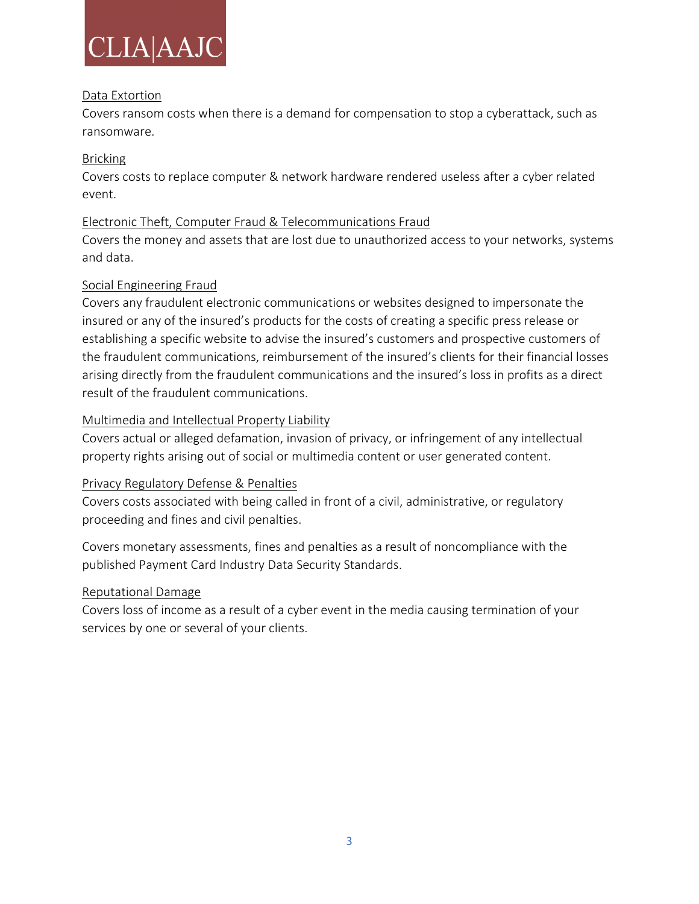CLIA|AAJC

<u>Data Extortion</u>

Covers ransom costs when there is a demand for compensation to stop a cyberattack, such as ransomware.

<u>Bricking</u>

Covers costs to replace computer & network hardware rendered useless after a cyber related event.

<u>Electronic Theft, Computer Fraud & Telecommunications Fraud</u>

Covers the money and assets that are lost due to unauthorized access to your networks, systems and data.

<u>Social Engineering Fraud</u>

Covers any fraudulent electronic communications or websites designed to impersonate the insured or any of the insured's products for the costs of creating a specific press release or establishing a specific website to advise the insured's customers and prospective customers of the fraudulent communications, reimbursement of the insured's clients for their financial losses arising directly from the fraudulent communications and the insured's loss in profits as a direct result of the fraudulent communications.

<u>Multimedia and Intellectual Property Liability</u>

Covers actual or alleged defamation, invasion of privacy, or infringement of any intellectual property rights arising out of social or multimedia content or user generated content.

<u>Privacy Regulatory Defense & Penalties</u>

Covers costs associated with being called in front of a civil, administrative, or regulatory proceeding and fines and civil penalties.

Covers monetary assessments, fines and penalties as a result of noncompliance with the published Payment Card Industry Data Security Standards.

<u>Reputational Damage</u>

Covers loss of income as a result of a cyber event in the media causing termination of your services by one or several of your clients.